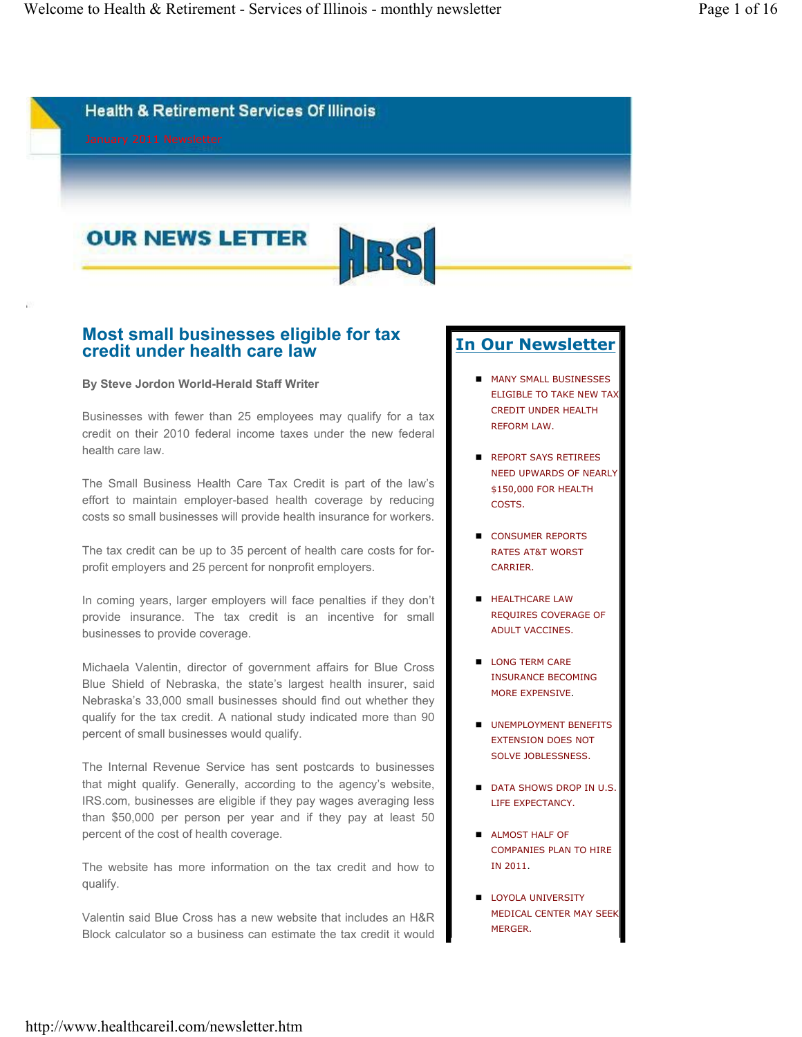# Health & Retirement Services Of Illinois

January 2011 Newsletter

## OUR NEWS LETTER

HRSI

## In Our Newsletter

- MANY SMALL BUSINESSES ELIGIBLE TO TAKE NEW TAX CREDIT UNDER HEALTH REFORM LAW.
- REPORT SAYS RETIREES NEED UPWARDS OF NEARLY $150,000 FOR HEALTH COSTS.
- CONSUMER REPORTS RATES AT&T WORST CARRIER.
- HEALTHCARE LAW REQUIRES COVERAGE OF ADULT VACCINES.
- LONG TERM CARE INSURANCE BECOMING MORE EXPENSIVE.
- UNEMPLOYMENT BENEFITS EXTENSION DOES NOT SOLVE JOBLESSNESS.
- DATA SHOWS DROP IN U.S. LIFE EXPECTANCY.
- ALMOST HALF OF COMPANIES PLAN TO HIRE IN 2011.
- LOYOLA UNIVERSITY MEDICAL CENTER MAY SEEK MERGER.

## Most small businesses eligible for tax credit under health care law

**By Steve Jordon World-Herald Staff Writer**

Businesses with fewer than 25 employees may qualify for a tax credit on their 2010 federal income taxes under the new federal health care law.

The Small Business Health Care Tax Credit is part of the law's effort to maintain employer-based health coverage by reducing costs so small businesses will provide health insurance for workers.

The tax credit can be up to 35 percent of health care costs for for-profit employers and 25 percent for nonprofit employers.

In coming years, larger employers will face penalties if they don't provide insurance. The tax credit is an incentive for small businesses to provide coverage.

Michaela Valentin, director of government affairs for Blue Cross Blue Shield of Nebraska, the state's largest health insurer, said Nebraska's 33,000 small businesses should find out whether they qualify for the tax credit. A national study indicated more than 90 percent of small businesses would qualify.

The Internal Revenue Service has sent postcards to businesses that might qualify. Generally, according to the agency's website, IRS.com, businesses are eligible if they pay wages averaging less than $50,000 per person per year and if they pay at least 50 percent of the cost of health coverage.

The website has more information on the tax credit and how to qualify.

Valentin said Blue Cross has a new website that includes an H&R Block calculator so a business can estimate the tax credit it would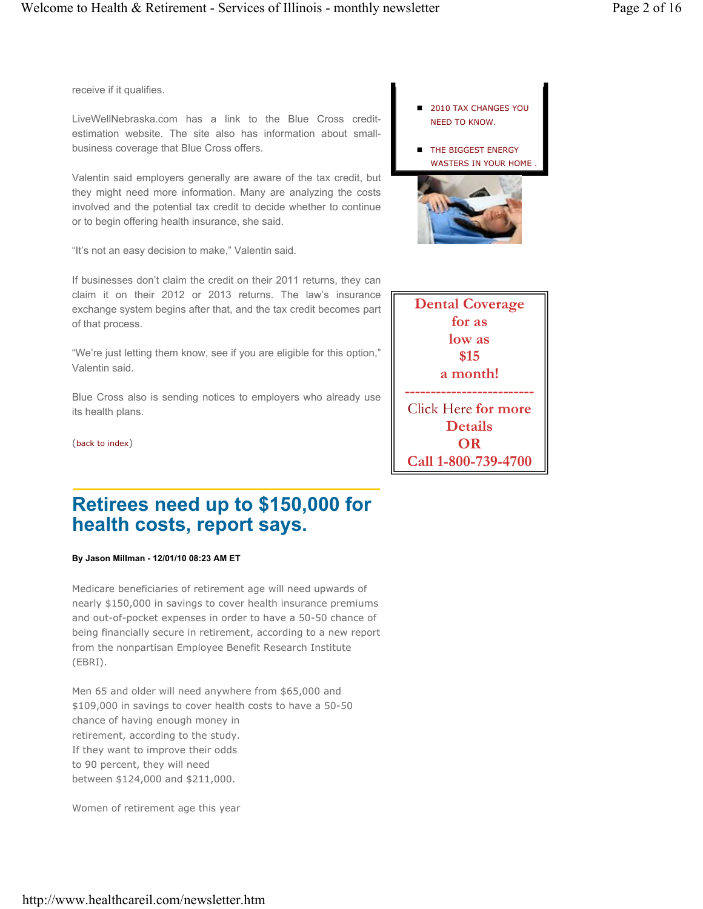receive if it qualifies.

LiveWellNebraska.com has a link to the Blue Cross credit-estimation website. The site also has information about small-business coverage that Blue Cross offers.

Valentin said employers generally are aware of the tax credit, but they might need more information. Many are analyzing the costs involved and the potential tax credit to decide whether to continue or to begin offering health insurance, she said.

“It’s not an easy decision to make,” Valentin said.

If businesses don’t claim the credit on their 2011 returns, they can claim it on their 2012 or 2013 returns. The law’s insurance exchange system begins after that, and the tax credit becomes part of that process.

“We’re just letting them know, see if you are eligible for this option,” Valentin said.

Blue Cross also is sending notices to employers who already use its health plans.

(back to index)

- 2010 TAX CHANGES YOU NEED TO KNOW.
- THE BIGGEST ENERGY WASTERS IN YOUR HOME .

Dental Coverage for as low as $15 a month!

------------------------

Click Here for more Details OR Call 1-800-739-4700

## Retirees need up to $150,000 for health costs, report says.

**By Jason Millman - 12/01/10 08:23 AM ET**

Medicare beneficiaries of retirement age will need upwards of nearly $150,000 in savings to cover health insurance premiums and out-of-pocket expenses in order to have a 50-50 chance of being financially secure in retirement, according to a new report from the nonpartisan Employee Benefit Research Institute (EBRI).

Men 65 and older will need anywhere from $65,000 and $109,000 in savings to cover health costs to have a 50-50 chance of having enough money in retirement, according to the study. If they want to improve their odds to 90 percent, they will need between $124,000 and $211,000.

Women of retirement age this year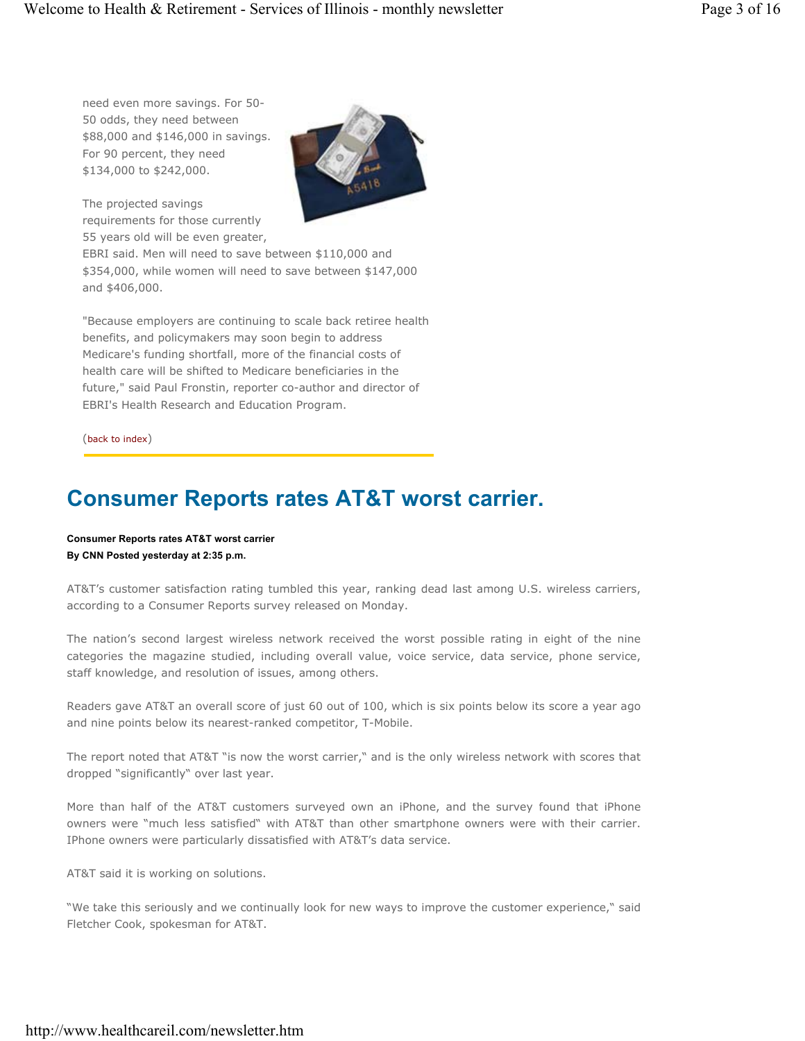need even more savings. For 50-50 odds, they need between $88,000 and $146,000 in savings. For 90 percent, they need $134,000 to $242,000.

The projected savings requirements for those currently 55 years old will be even greater, EBRI said. Men will need to save between $110,000 and $354,000, while women will need to save between $147,000 and $406,000.

"Because employers are continuing to scale back retiree health benefits, and policymakers may soon begin to address Medicare's funding shortfall, more of the financial costs of health care will be shifted to Medicare beneficiaries in the future," said Paul Fronstin, reporter co-author and director of EBRI's Health Research and Education Program.

(back to index)

# Consumer Reports rates AT&T worst carrier.

**Consumer Reports rates AT&T worst carrier**
**By CNN Posted yesterday at 2:35 p.m.**

AT&T's customer satisfaction rating tumbled this year, ranking dead last among U.S. wireless carriers, according to a Consumer Reports survey released on Monday.

The nation's second largest wireless network received the worst possible rating in eight of the nine categories the magazine studied, including overall value, voice service, data service, phone service, staff knowledge, and resolution of issues, among others.

Readers gave AT&T an overall score of just 60 out of 100, which is six points below its score a year ago and nine points below its nearest-ranked competitor, T-Mobile.

The report noted that AT&T "is now the worst carrier," and is the only wireless network with scores that dropped "significantly" over last year.

More than half of the AT&T customers surveyed own an iPhone, and the survey found that iPhone owners were "much less satisfied" with AT&T than other smartphone owners were with their carrier. IPhone owners were particularly dissatisfied with AT&T's data service.

AT&T said it is working on solutions.

"We take this seriously and we continually look for new ways to improve the customer experience," said Fletcher Cook, spokesman for AT&T.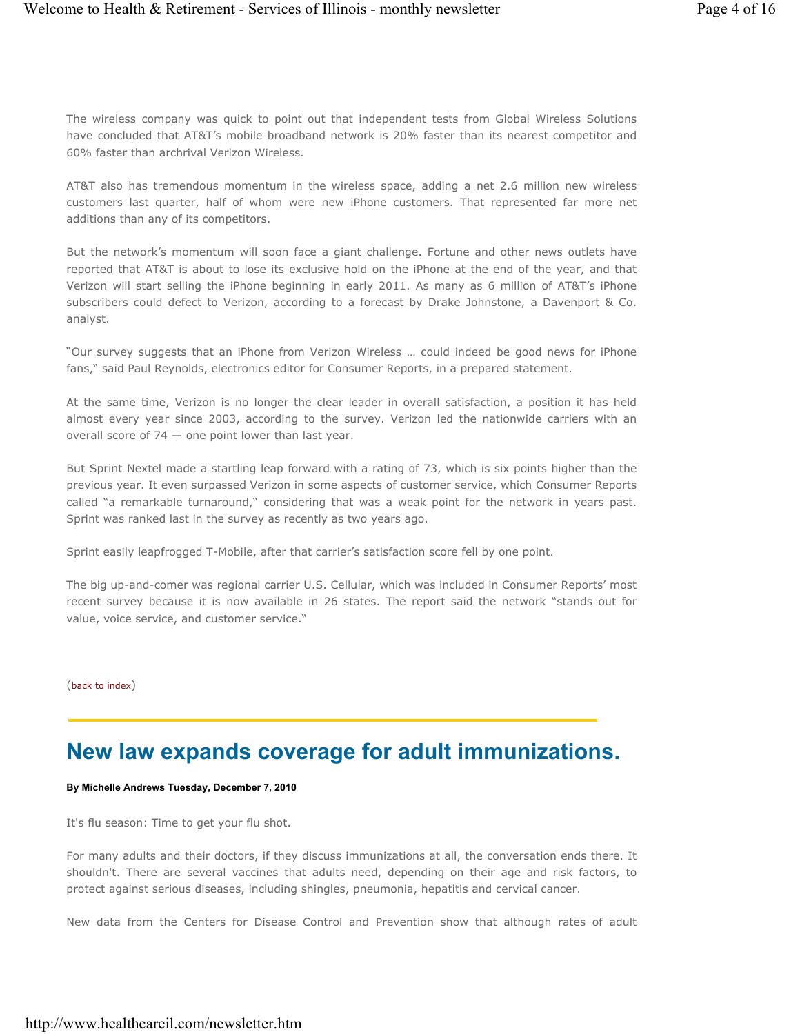The wireless company was quick to point out that independent tests from Global Wireless Solutions have concluded that AT&T's mobile broadband network is 20% faster than its nearest competitor and 60% faster than archrival Verizon Wireless.

AT&T also has tremendous momentum in the wireless space, adding a net 2.6 million new wireless customers last quarter, half of whom were new iPhone customers. That represented far more net additions than any of its competitors.

But the network's momentum will soon face a giant challenge. Fortune and other news outlets have reported that AT&T is about to lose its exclusive hold on the iPhone at the end of the year, and that Verizon will start selling the iPhone beginning in early 2011. As many as 6 million of AT&T's iPhone subscribers could defect to Verizon, according to a forecast by Drake Johnstone, a Davenport & Co. analyst.

"Our survey suggests that an iPhone from Verizon Wireless … could indeed be good news for iPhone fans," said Paul Reynolds, electronics editor for Consumer Reports, in a prepared statement.

At the same time, Verizon is no longer the clear leader in overall satisfaction, a position it has held almost every year since 2003, according to the survey. Verizon led the nationwide carriers with an overall score of 74 — one point lower than last year.

But Sprint Nextel made a startling leap forward with a rating of 73, which is six points higher than the previous year. It even surpassed Verizon in some aspects of customer service, which Consumer Reports called "a remarkable turnaround," considering that was a weak point for the network in years past. Sprint was ranked last in the survey as recently as two years ago.

Sprint easily leapfrogged T-Mobile, after that carrier's satisfaction score fell by one point.

The big up-and-comer was regional carrier U.S. Cellular, which was included in Consumer Reports' most recent survey because it is now available in 26 states. The report said the network "stands out for value, voice service, and customer service."

(back to index)

## New law expands coverage for adult immunizations.

**By Michelle Andrews Tuesday, December 7, 2010**

It's flu season: Time to get your flu shot.

For many adults and their doctors, if they discuss immunizations at all, the conversation ends there. It shouldn't. There are several vaccines that adults need, depending on their age and risk factors, to protect against serious diseases, including shingles, pneumonia, hepatitis and cervical cancer.

New data from the Centers for Disease Control and Prevention show that although rates of adult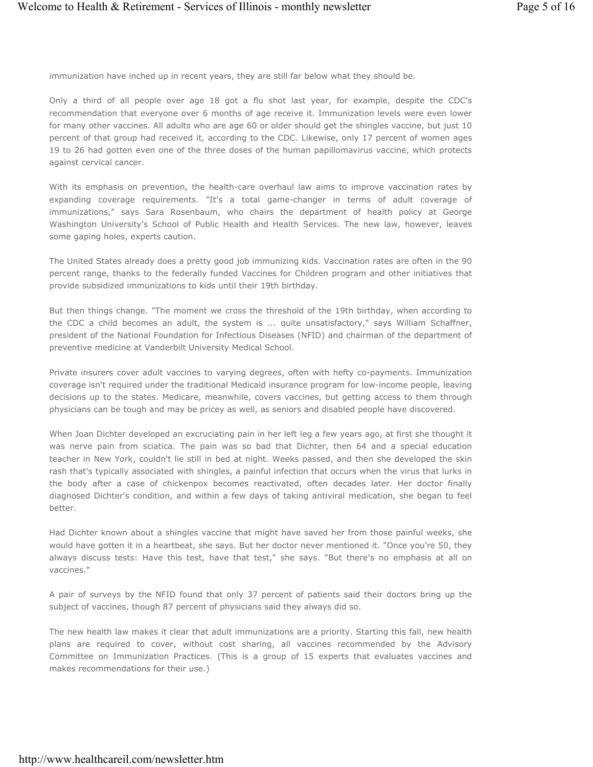immunization have inched up in recent years, they are still far below what they should be.

Only a third of all people over age 18 got a flu shot last year, for example, despite the CDC's recommendation that everyone over 6 months of age receive it. Immunization levels were even lower for many other vaccines. All adults who are age 60 or older should get the shingles vaccine, but just 10 percent of that group had received it, according to the CDC. Likewise, only 17 percent of women ages 19 to 26 had gotten even one of the three doses of the human papillomavirus vaccine, which protects against cervical cancer.

With its emphasis on prevention, the health-care overhaul law aims to improve vaccination rates by expanding coverage requirements. "It's a total game-changer in terms of adult coverage of immunizations," says Sara Rosenbaum, who chairs the department of health policy at George Washington University's School of Public Health and Health Services. The new law, however, leaves some gaping holes, experts caution.

The United States already does a pretty good job immunizing kids. Vaccination rates are often in the 90 percent range, thanks to the federally funded Vaccines for Children program and other initiatives that provide subsidized immunizations to kids until their 19th birthday.

But then things change. "The moment we cross the threshold of the 19th birthday, when according to the CDC a child becomes an adult, the system is ... quite unsatisfactory," says William Schaffner, president of the National Foundation for Infectious Diseases (NFID) and chairman of the department of preventive medicine at Vanderbilt University Medical School.

Private insurers cover adult vaccines to varying degrees, often with hefty co-payments. Immunization coverage isn't required under the traditional Medicaid insurance program for low-income people, leaving decisions up to the states. Medicare, meanwhile, covers vaccines, but getting access to them through physicians can be tough and may be pricey as well, as seniors and disabled people have discovered.

When Joan Dichter developed an excruciating pain in her left leg a few years ago, at first she thought it was nerve pain from sciatica. The pain was so bad that Dichter, then 64 and a special education teacher in New York, couldn't lie still in bed at night. Weeks passed, and then she developed the skin rash that's typically associated with shingles, a painful infection that occurs when the virus that lurks in the body after a case of chickenpox becomes reactivated, often decades later. Her doctor finally diagnosed Dichter's condition, and within a few days of taking antiviral medication, she began to feel better.

Had Dichter known about a shingles vaccine that might have saved her from those painful weeks, she would have gotten it in a heartbeat, she says. But her doctor never mentioned it. "Once you're 50, they always discuss tests: Have this test, have that test," she says. "But there's no emphasis at all on vaccines."

A pair of surveys by the NFID found that only 37 percent of patients said their doctors bring up the subject of vaccines, though 87 percent of physicians said they always did so.

The new health law makes it clear that adult immunizations are a priority. Starting this fall, new health plans are required to cover, without cost sharing, all vaccines recommended by the Advisory Committee on Immunization Practices. (This is a group of 15 experts that evaluates vaccines and makes recommendations for their use.)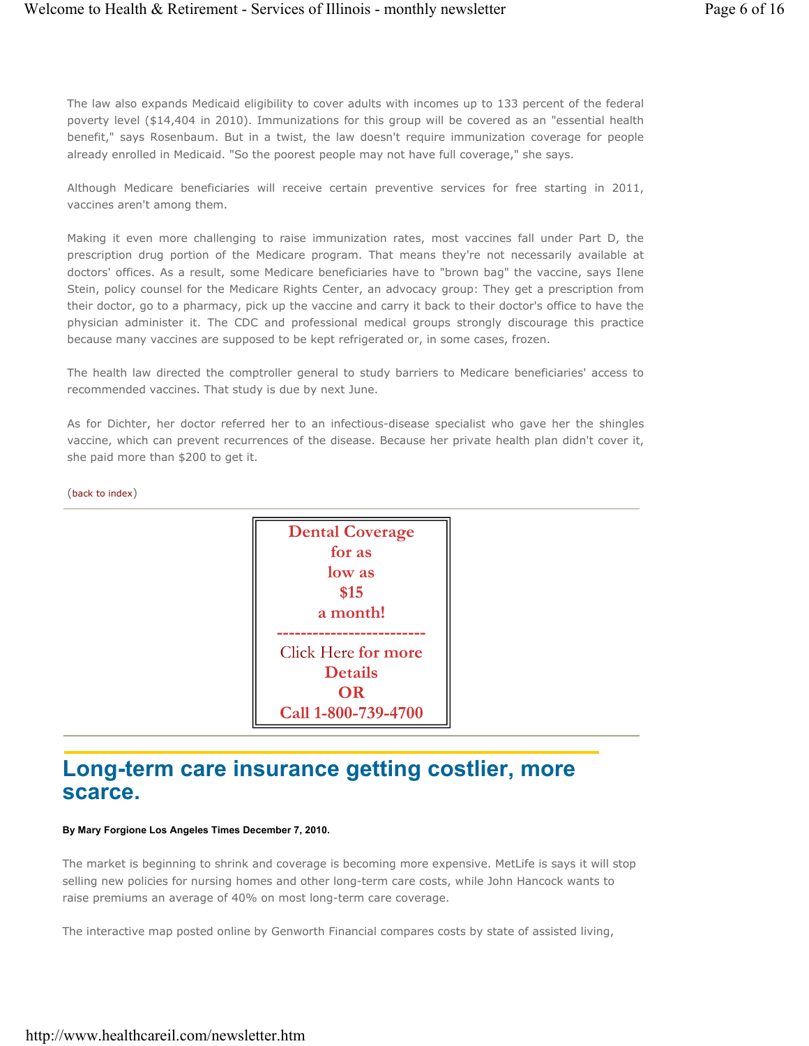The law also expands Medicaid eligibility to cover adults with incomes up to 133 percent of the federal poverty level ($14,404 in 2010). Immunizations for this group will be covered as an "essential health benefit," says Rosenbaum. But in a twist, the law doesn't require immunization coverage for people already enrolled in Medicaid. "So the poorest people may not have full coverage," she says.

Although Medicare beneficiaries will receive certain preventive services for free starting in 2011, vaccines aren't among them.

Making it even more challenging to raise immunization rates, most vaccines fall under Part D, the prescription drug portion of the Medicare program. That means they're not necessarily available at doctors' offices. As a result, some Medicare beneficiaries have to "brown bag" the vaccine, says Ilene Stein, policy counsel for the Medicare Rights Center, an advocacy group: They get a prescription from their doctor, go to a pharmacy, pick up the vaccine and carry it back to their doctor's office to have the physician administer it. The CDC and professional medical groups strongly discourage this practice because many vaccines are supposed to be kept refrigerated or, in some cases, frozen.

The health law directed the comptroller general to study barriers to Medicare beneficiaries' access to recommended vaccines. That study is due by next June.

As for Dichter, her doctor referred her to an infectious-disease specialist who gave her the shingles vaccine, which can prevent recurrences of the disease. Because her private health plan didn't cover it, she paid more than $200 to get it.

(back to index)

---

Dental Coverage
for as
low as
$15
a month!

-------------------------

Click Here for more
Details
OR
Call 1-800-739-4700

---

## Long-term care insurance getting costlier, more scarce.

**By Mary Forgione Los Angeles Times December 7, 2010.**

The market is beginning to shrink and coverage is becoming more expensive. MetLife is says it will stop selling new policies for nursing homes and other long-term care costs, while John Hancock wants to raise premiums an average of 40% on most long-term care coverage.

The interactive map posted online by Genworth Financial compares costs by state of assisted living,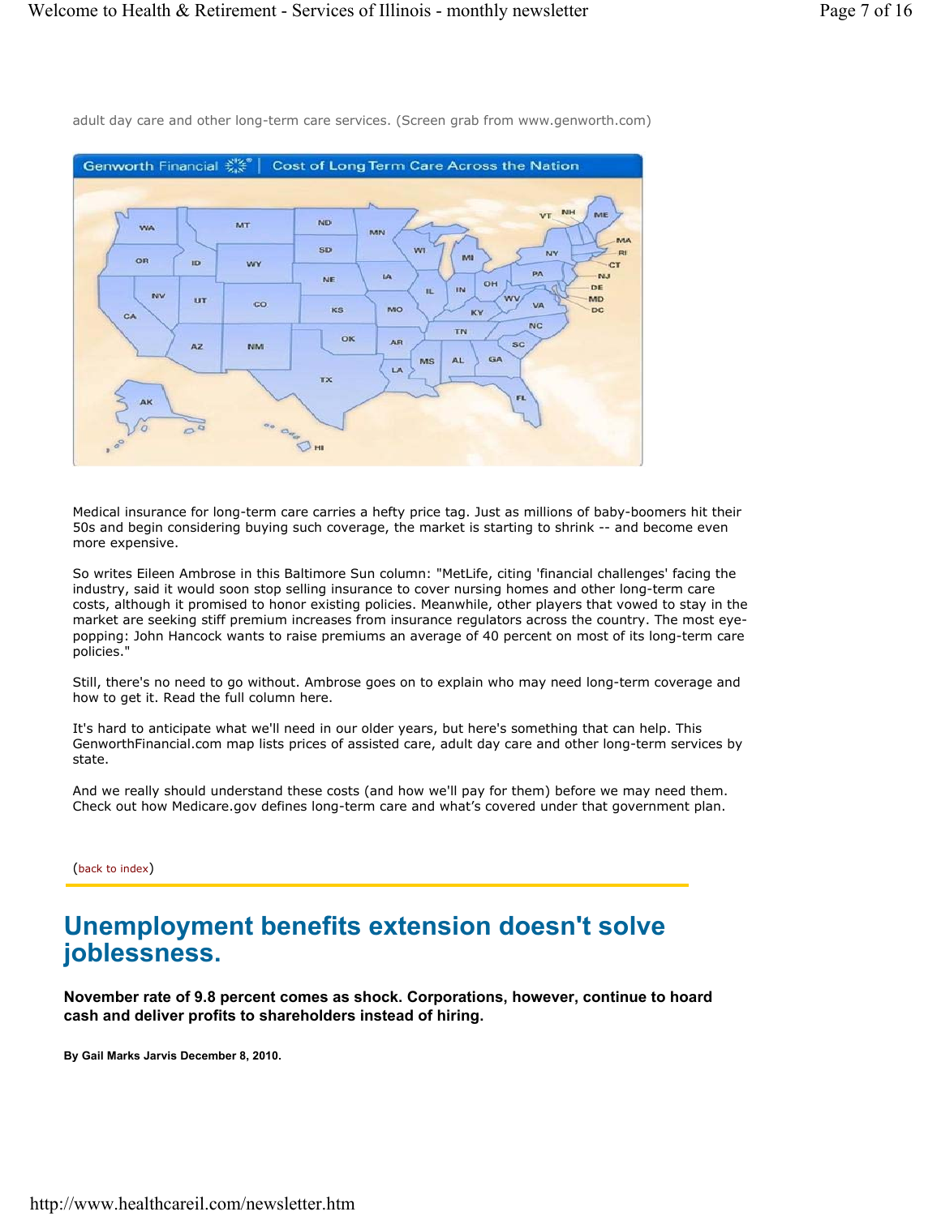adult day care and other long-term care services. (Screen grab from www.genworth.com)

Genworth Financial | Cost of Long Term Care Across the Nation

WA MT ND MN VT NH ME OR ID WY SD WI MI NY MA RI CT NE IA PA NJ NV UT CO IL IN OH DE CA KS MO WV VA MD DC KY TN NC AZ NM OK AR SC MS AL GA TX LA FL AK HI

Medical insurance for long-term care carries a hefty price tag. Just as millions of baby-boomers hit their 50s and begin considering buying such coverage, the market is starting to shrink -- and become even more expensive.

So writes Eileen Ambrose in this Baltimore Sun column: "MetLife, citing 'financial challenges' facing the industry, said it would soon stop selling insurance to cover nursing homes and other long-term care costs, although it promised to honor existing policies. Meanwhile, other players that vowed to stay in the market are seeking stiff premium increases from insurance regulators across the country. The most eye-popping: John Hancock wants to raise premiums an average of 40 percent on most of its long-term care policies."

Still, there's no need to go without. Ambrose goes on to explain who may need long-term coverage and how to get it. Read the full column here.

It's hard to anticipate what we'll need in our older years, but here's something that can help. This GenworthFinancial.com map lists prices of assisted care, adult day care and other long-term services by state.

And we really should understand these costs (and how we'll pay for them) before we may need them. Check out how Medicare.gov defines long-term care and what's covered under that government plan.

(back to index)

## Unemployment benefits extension doesn't solve joblessness.

**November rate of 9.8 percent comes as shock. Corporations, however, continue to hoard cash and deliver profits to shareholders instead of hiring.**

**By Gail Marks Jarvis December 8, 2010.**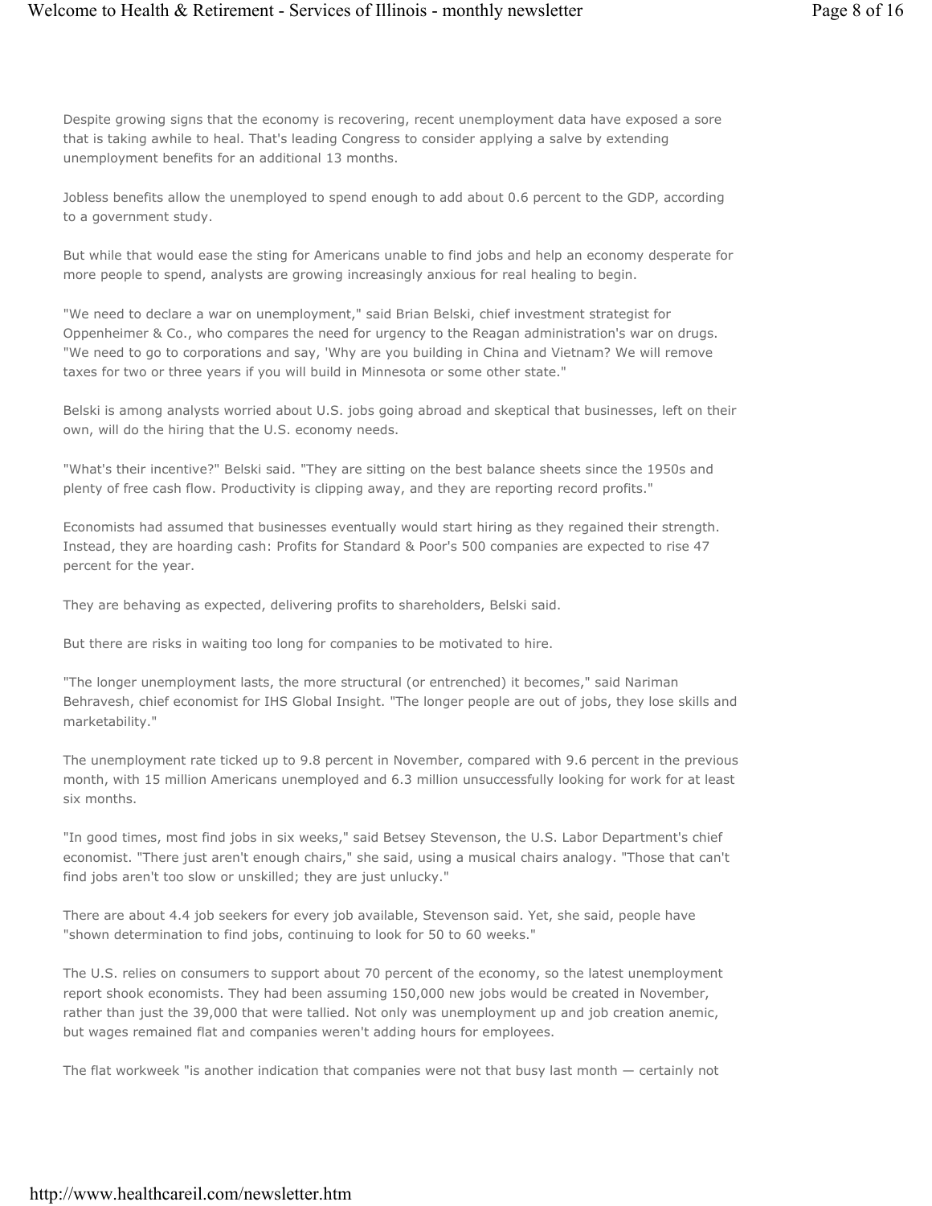Despite growing signs that the economy is recovering, recent unemployment data have exposed a sore that is taking awhile to heal. That's leading Congress to consider applying a salve by extending unemployment benefits for an additional 13 months.

Jobless benefits allow the unemployed to spend enough to add about 0.6 percent to the GDP, according to a government study.

But while that would ease the sting for Americans unable to find jobs and help an economy desperate for more people to spend, analysts are growing increasingly anxious for real healing to begin.

"We need to declare a war on unemployment," said Brian Belski, chief investment strategist for Oppenheimer & Co., who compares the need for urgency to the Reagan administration's war on drugs. "We need to go to corporations and say, 'Why are you building in China and Vietnam? We will remove taxes for two or three years if you will build in Minnesota or some other state."

Belski is among analysts worried about U.S. jobs going abroad and skeptical that businesses, left on their own, will do the hiring that the U.S. economy needs.

"What's their incentive?" Belski said. "They are sitting on the best balance sheets since the 1950s and plenty of free cash flow. Productivity is clipping away, and they are reporting record profits."

Economists had assumed that businesses eventually would start hiring as they regained their strength. Instead, they are hoarding cash: Profits for Standard & Poor's 500 companies are expected to rise 47 percent for the year.

They are behaving as expected, delivering profits to shareholders, Belski said.

But there are risks in waiting too long for companies to be motivated to hire.

"The longer unemployment lasts, the more structural (or entrenched) it becomes," said Nariman Behravesh, chief economist for IHS Global Insight. "The longer people are out of jobs, they lose skills and marketability."

The unemployment rate ticked up to 9.8 percent in November, compared with 9.6 percent in the previous month, with 15 million Americans unemployed and 6.3 million unsuccessfully looking for work for at least six months.

"In good times, most find jobs in six weeks," said Betsey Stevenson, the U.S. Labor Department's chief economist. "There just aren't enough chairs," she said, using a musical chairs analogy. "Those that can't find jobs aren't too slow or unskilled; they are just unlucky."

There are about 4.4 job seekers for every job available, Stevenson said. Yet, she said, people have "shown determination to find jobs, continuing to look for 50 to 60 weeks."

The U.S. relies on consumers to support about 70 percent of the economy, so the latest unemployment report shook economists. They had been assuming 150,000 new jobs would be created in November, rather than just the 39,000 that were tallied. Not only was unemployment up and job creation anemic, but wages remained flat and companies weren't adding hours for employees.

The flat workweek "is another indication that companies were not that busy last month — certainly not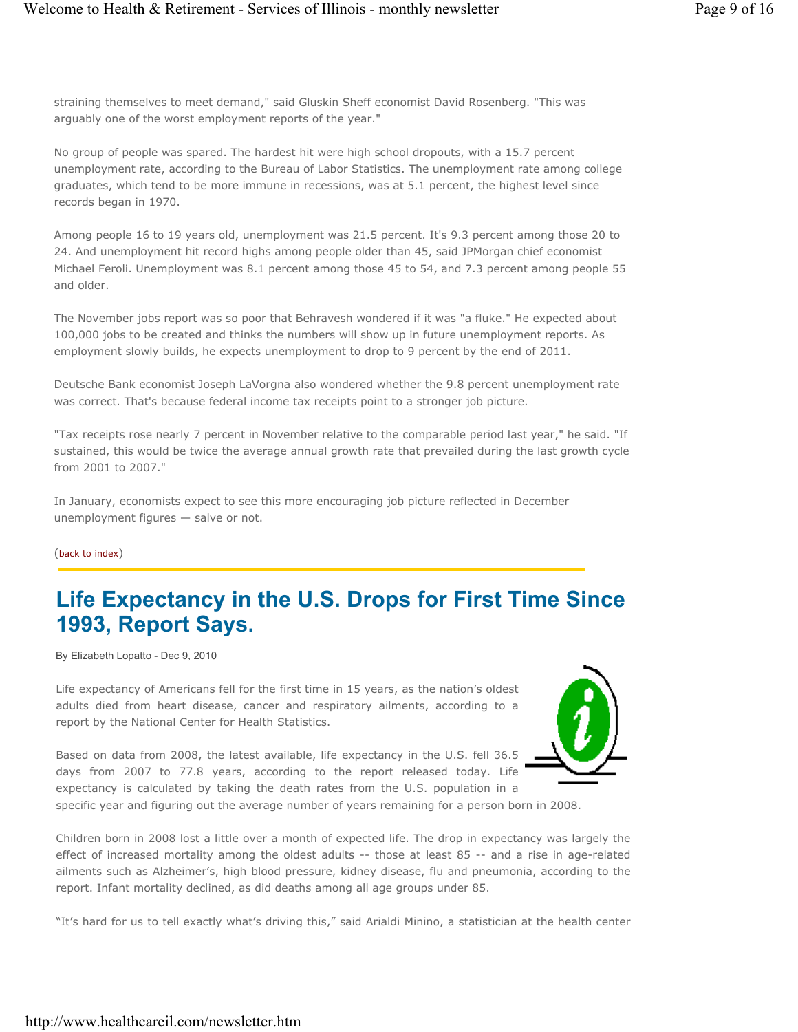straining themselves to meet demand," said Gluskin Sheff economist David Rosenberg. "This was arguably one of the worst employment reports of the year."

No group of people was spared. The hardest hit were high school dropouts, with a 15.7 percent unemployment rate, according to the Bureau of Labor Statistics. The unemployment rate among college graduates, which tend to be more immune in recessions, was at 5.1 percent, the highest level since records began in 1970.

Among people 16 to 19 years old, unemployment was 21.5 percent. It's 9.3 percent among those 20 to 24. And unemployment hit record highs among people older than 45, said JPMorgan chief economist Michael Feroli. Unemployment was 8.1 percent among those 45 to 54, and 7.3 percent among people 55 and older.

The November jobs report was so poor that Behravesh wondered if it was "a fluke." He expected about 100,000 jobs to be created and thinks the numbers will show up in future unemployment reports. As employment slowly builds, he expects unemployment to drop to 9 percent by the end of 2011.

Deutsche Bank economist Joseph LaVorgna also wondered whether the 9.8 percent unemployment rate was correct. That's because federal income tax receipts point to a stronger job picture.

"Tax receipts rose nearly 7 percent in November relative to the comparable period last year," he said. "If sustained, this would be twice the average annual growth rate that prevailed during the last growth cycle from 2001 to 2007."

In January, economists expect to see this more encouraging job picture reflected in December unemployment figures — salve or not.

(back to index)

## Life Expectancy in the U.S. Drops for First Time Since 1993, Report Says.

By Elizabeth Lopatto - Dec 9, 2010

Life expectancy of Americans fell for the first time in 15 years, as the nation's oldest adults died from heart disease, cancer and respiratory ailments, according to a report by the National Center for Health Statistics.

Based on data from 2008, the latest available, life expectancy in the U.S. fell 36.5 days from 2007 to 77.8 years, according to the report released today. Life expectancy is calculated by taking the death rates from the U.S. population in a specific year and figuring out the average number of years remaining for a person born in 2008.

Children born in 2008 lost a little over a month of expected life. The drop in expectancy was largely the effect of increased mortality among the oldest adults -- those at least 85 -- and a rise in age-related ailments such as Alzheimer's, high blood pressure, kidney disease, flu and pneumonia, according to the report. Infant mortality declined, as did deaths among all age groups under 85.

"It's hard for us to tell exactly what's driving this," said Arialdi Minino, a statistician at the health center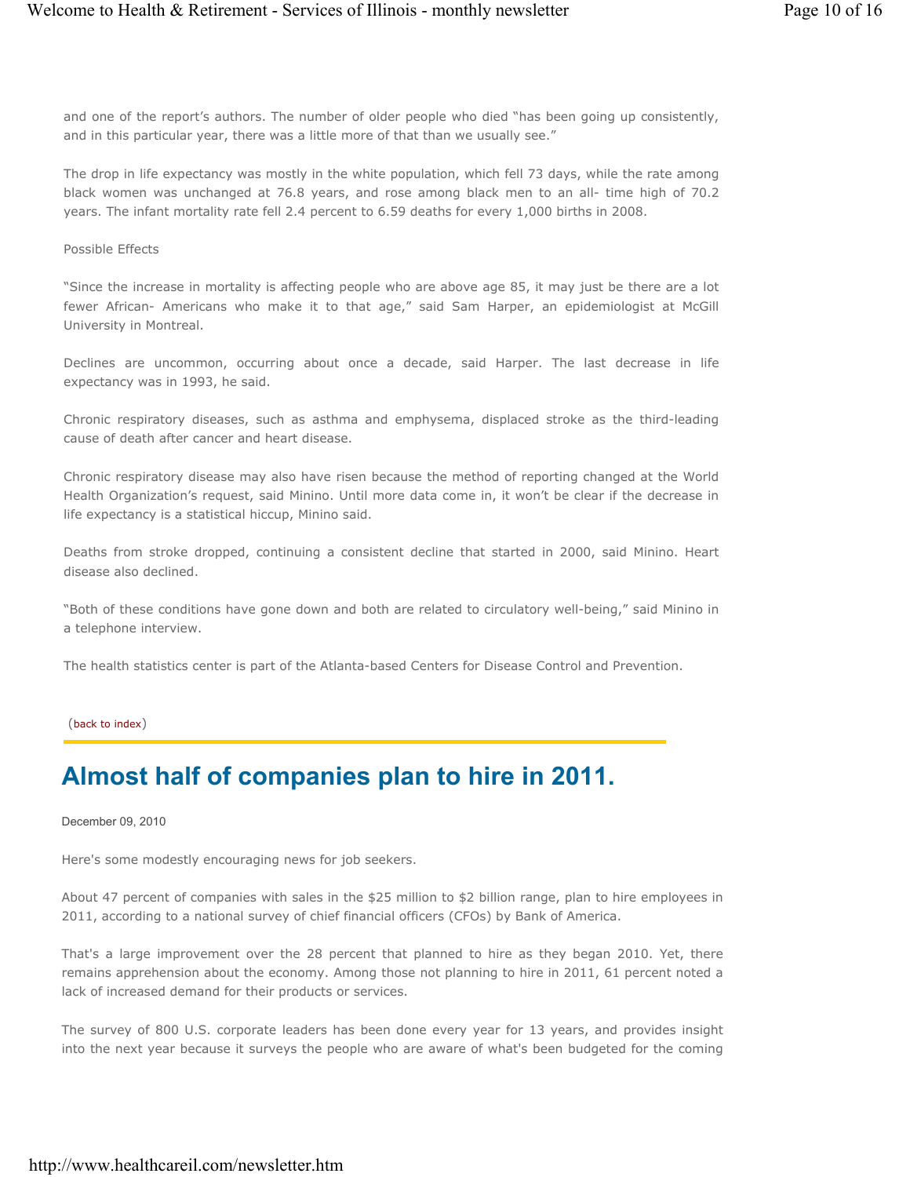and one of the report's authors. The number of older people who died "has been going up consistently, and in this particular year, there was a little more of that than we usually see."

The drop in life expectancy was mostly in the white population, which fell 73 days, while the rate among black women was unchanged at 76.8 years, and rose among black men to an all- time high of 70.2 years. The infant mortality rate fell 2.4 percent to 6.59 deaths for every 1,000 births in 2008.

Possible Effects

"Since the increase in mortality is affecting people who are above age 85, it may just be there are a lot fewer African- Americans who make it to that age," said Sam Harper, an epidemiologist at McGill University in Montreal.

Declines are uncommon, occurring about once a decade, said Harper. The last decrease in life expectancy was in 1993, he said.

Chronic respiratory diseases, such as asthma and emphysema, displaced stroke as the third-leading cause of death after cancer and heart disease.

Chronic respiratory disease may also have risen because the method of reporting changed at the World Health Organization's request, said Minino. Until more data come in, it won't be clear if the decrease in life expectancy is a statistical hiccup, Minino said.

Deaths from stroke dropped, continuing a consistent decline that started in 2000, said Minino. Heart disease also declined.

"Both of these conditions have gone down and both are related to circulatory well-being," said Minino in a telephone interview.

The health statistics center is part of the Atlanta-based Centers for Disease Control and Prevention.

(back to index)

## Almost half of companies plan to hire in 2011.

December 09, 2010

Here's some modestly encouraging news for job seekers.

About 47 percent of companies with sales in the $25 million to $2 billion range, plan to hire employees in 2011, according to a national survey of chief financial officers (CFOs) by Bank of America.

That's a large improvement over the 28 percent that planned to hire as they began 2010. Yet, there remains apprehension about the economy. Among those not planning to hire in 2011, 61 percent noted a lack of increased demand for their products or services.

The survey of 800 U.S. corporate leaders has been done every year for 13 years, and provides insight into the next year because it surveys the people who are aware of what's been budgeted for the coming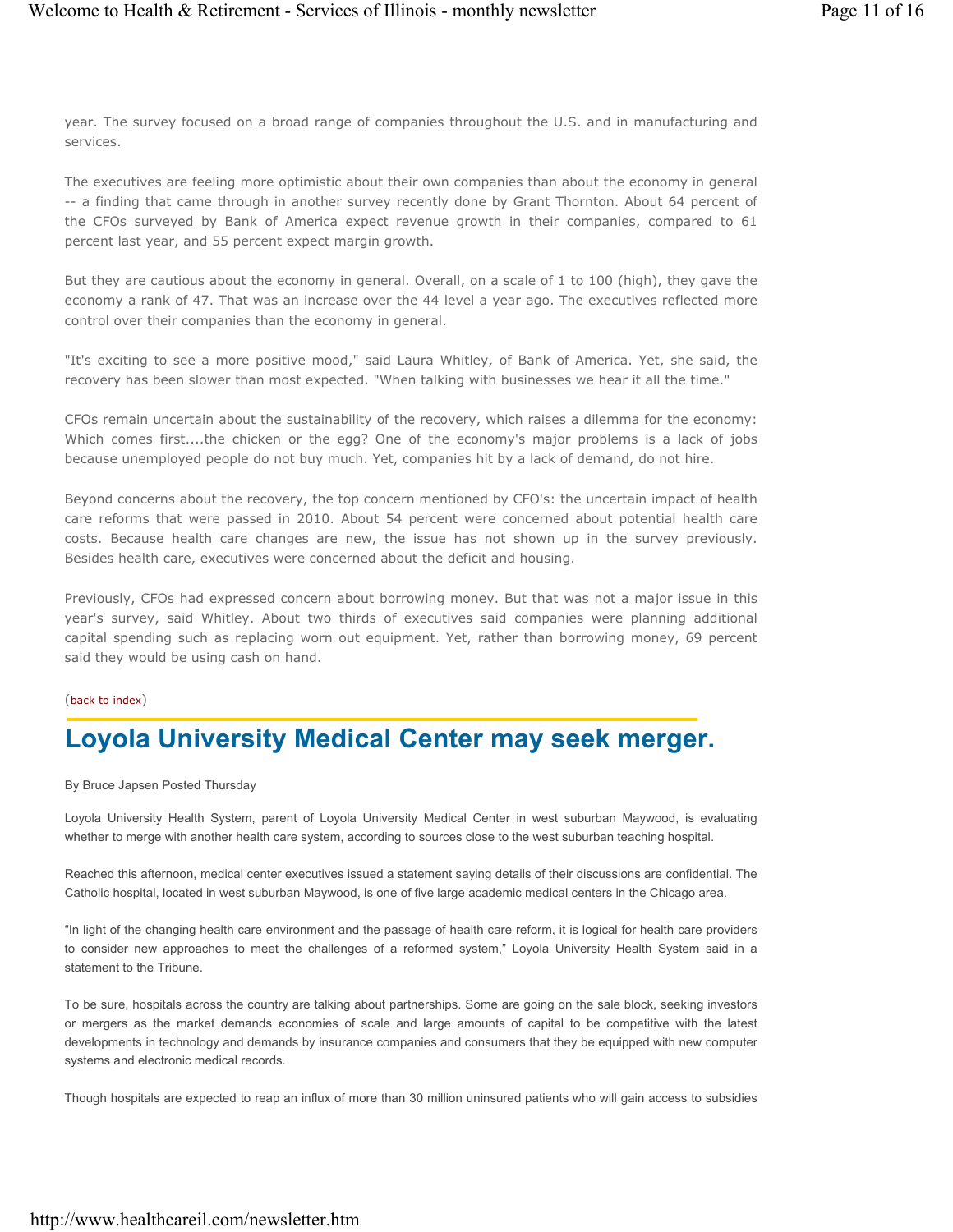year. The survey focused on a broad range of companies throughout the U.S. and in manufacturing and services.

The executives are feeling more optimistic about their own companies than about the economy in general -- a finding that came through in another survey recently done by Grant Thornton. About 64 percent of the CFOs surveyed by Bank of America expect revenue growth in their companies, compared to 61 percent last year, and 55 percent expect margin growth.

But they are cautious about the economy in general. Overall, on a scale of 1 to 100 (high), they gave the economy a rank of 47. That was an increase over the 44 level a year ago. The executives reflected more control over their companies than the economy in general.

"It's exciting to see a more positive mood," said Laura Whitley, of Bank of America. Yet, she said, the recovery has been slower than most expected. "When talking with businesses we hear it all the time."

CFOs remain uncertain about the sustainability of the recovery, which raises a dilemma for the economy: Which comes first....the chicken or the egg? One of the economy's major problems is a lack of jobs because unemployed people do not buy much. Yet, companies hit by a lack of demand, do not hire.

Beyond concerns about the recovery, the top concern mentioned by CFO's: the uncertain impact of health care reforms that were passed in 2010. About 54 percent were concerned about potential health care costs. Because health care changes are new, the issue has not shown up in the survey previously. Besides health care, executives were concerned about the deficit and housing.

Previously, CFOs had expressed concern about borrowing money. But that was not a major issue in this year's survey, said Whitley. About two thirds of executives said companies were planning additional capital spending such as replacing worn out equipment. Yet, rather than borrowing money, 69 percent said they would be using cash on hand.

(back to index)

## Loyola University Medical Center may seek merger.

By Bruce Japsen Posted Thursday

Loyola University Health System, parent of Loyola University Medical Center in west suburban Maywood, is evaluating whether to merge with another health care system, according to sources close to the west suburban teaching hospital.

Reached this afternoon, medical center executives issued a statement saying details of their discussions are confidential. The Catholic hospital, located in west suburban Maywood, is one of five large academic medical centers in the Chicago area.

“In light of the changing health care environment and the passage of health care reform, it is logical for health care providers to consider new approaches to meet the challenges of a reformed system,” Loyola University Health System said in a statement to the Tribune.

To be sure, hospitals across the country are talking about partnerships. Some are going on the sale block, seeking investors or mergers as the market demands economies of scale and large amounts of capital to be competitive with the latest developments in technology and demands by insurance companies and consumers that they be equipped with new computer systems and electronic medical records.

Though hospitals are expected to reap an influx of more than 30 million uninsured patients who will gain access to subsidies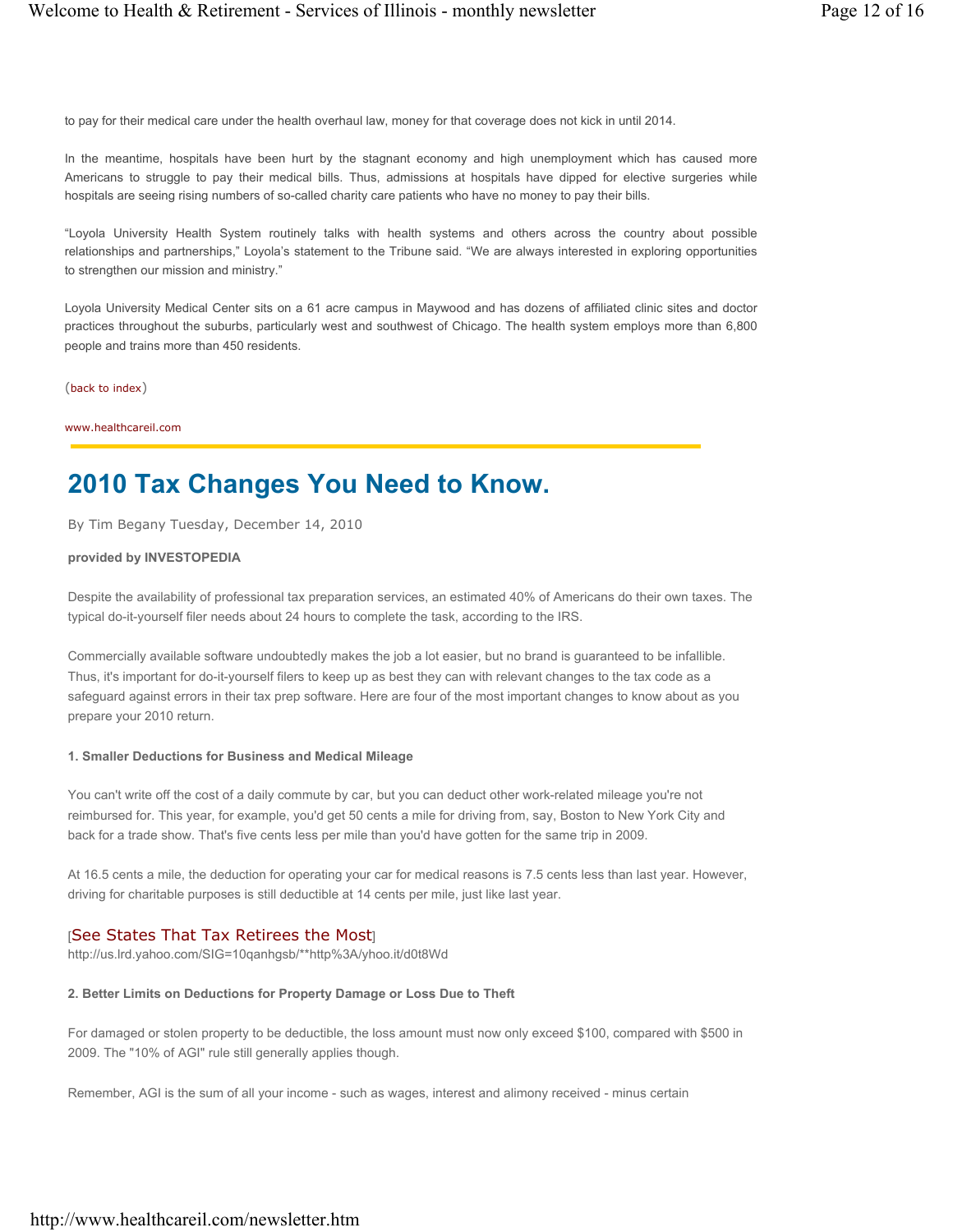to pay for their medical care under the health overhaul law, money for that coverage does not kick in until 2014.

In the meantime, hospitals have been hurt by the stagnant economy and high unemployment which has caused more Americans to struggle to pay their medical bills. Thus, admissions at hospitals have dipped for elective surgeries while hospitals are seeing rising numbers of so-called charity care patients who have no money to pay their bills.

"Loyola University Health System routinely talks with health systems and others across the country about possible relationships and partnerships," Loyola's statement to the Tribune said. "We are always interested in exploring opportunities to strengthen our mission and ministry."

Loyola University Medical Center sits on a 61 acre campus in Maywood and has dozens of affiliated clinic sites and doctor practices throughout the suburbs, particularly west and southwest of Chicago. The health system employs more than 6,800 people and trains more than 450 residents.

(back to index)

www.healthcareil.com

---

# 2010 Tax Changes You Need to Know.

By Tim Begany Tuesday, December 14, 2010

**provided by INVESTOPEDIA**

Despite the availability of professional tax preparation services, an estimated 40% of Americans do their own taxes. The typical do-it-yourself filer needs about 24 hours to complete the task, according to the IRS.

Commercially available software undoubtedly makes the job a lot easier, but no brand is guaranteed to be infallible. Thus, it's important for do-it-yourself filers to keep up as best they can with relevant changes to the tax code as a safeguard against errors in their tax prep software. Here are four of the most important changes to know about as you prepare your 2010 return.

**1. Smaller Deductions for Business and Medical Mileage**

You can't write off the cost of a daily commute by car, but you can deduct other work-related mileage you're not reimbursed for. This year, for example, you'd get 50 cents a mile for driving from, say, Boston to New York City and back for a trade show. That's five cents less per mile than you'd have gotten for the same trip in 2009.

At 16.5 cents a mile, the deduction for operating your car for medical reasons is 7.5 cents less than last year. However, driving for charitable purposes is still deductible at 14 cents per mile, just like last year.

[See States That Tax Retirees the Most]
http://us.lrd.yahoo.com/SIG=10qanhgsb/**http%3A/yhoo.it/d0t8Wd

**2. Better Limits on Deductions for Property Damage or Loss Due to Theft**

For damaged or stolen property to be deductible, the loss amount must now only exceed $100, compared with $500 in 2009. The "10% of AGI" rule still generally applies though.

Remember, AGI is the sum of all your income - such as wages, interest and alimony received - minus certain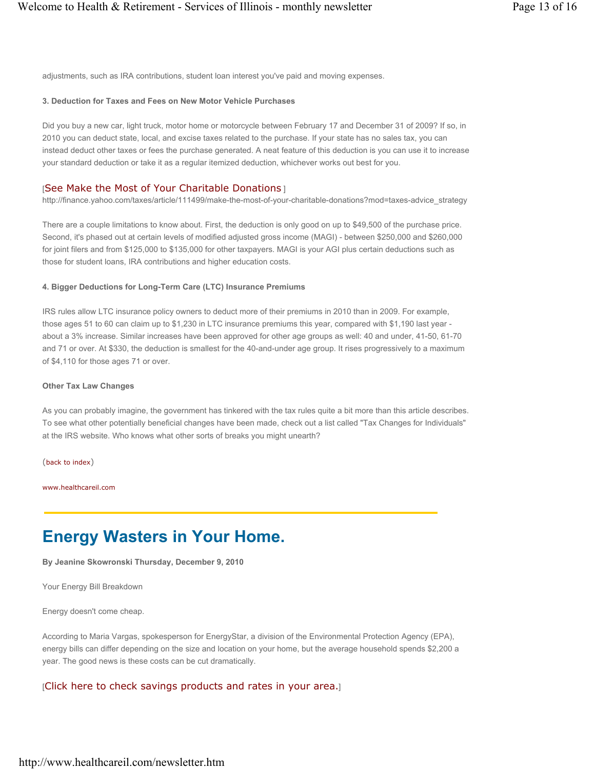adjustments, such as IRA contributions, student loan interest you've paid and moving expenses.

**3. Deduction for Taxes and Fees on New Motor Vehicle Purchases**

Did you buy a new car, light truck, motor home or motorcycle between February 17 and December 31 of 2009? If so, in 2010 you can deduct state, local, and excise taxes related to the purchase. If your state has no sales tax, you can instead deduct other taxes or fees the purchase generated. A neat feature of this deduction is you can use it to increase your standard deduction or take it as a regular itemized deduction, whichever works out best for you.

[See Make the Most of Your Charitable Donations ]
http://finance.yahoo.com/taxes/article/111499/make-the-most-of-your-charitable-donations?mod=taxes-advice_strategy

There are a couple limitations to know about. First, the deduction is only good on up to $49,500 of the purchase price. Second, it's phased out at certain levels of modified adjusted gross income (MAGI) - between $250,000 and $260,000 for joint filers and from $125,000 to $135,000 for other taxpayers. MAGI is your AGI plus certain deductions such as those for student loans, IRA contributions and higher education costs.

**4. Bigger Deductions for Long-Term Care (LTC) Insurance Premiums**

IRS rules allow LTC insurance policy owners to deduct more of their premiums in 2010 than in 2009. For example, those ages 51 to 60 can claim up to $1,230 in LTC insurance premiums this year, compared with $1,190 last year - about a 3% increase. Similar increases have been approved for other age groups as well: 40 and under, 41-50, 61-70 and 71 or over. At $330, the deduction is smallest for the 40-and-under age group. It rises progressively to a maximum of $4,110 for those ages 71 or over.

**Other Tax Law Changes**

As you can probably imagine, the government has tinkered with the tax rules quite a bit more than this article describes. To see what other potentially beneficial changes have been made, check out a list called "Tax Changes for Individuals" at the IRS website. Who knows what other sorts of breaks you might unearth?

(back to index)

www.healthcareil.com

---

# Energy Wasters in Your Home.

**By Jeanine Skowronski Thursday, December 9, 2010**

Your Energy Bill Breakdown

Energy doesn't come cheap.

According to Maria Vargas, spokesperson for EnergyStar, a division of the Environmental Protection Agency (EPA), energy bills can differ depending on the size and location on your home, but the average household spends $2,200 a year. The good news is these costs can be cut dramatically.

[Click here to check savings products and rates in your area.]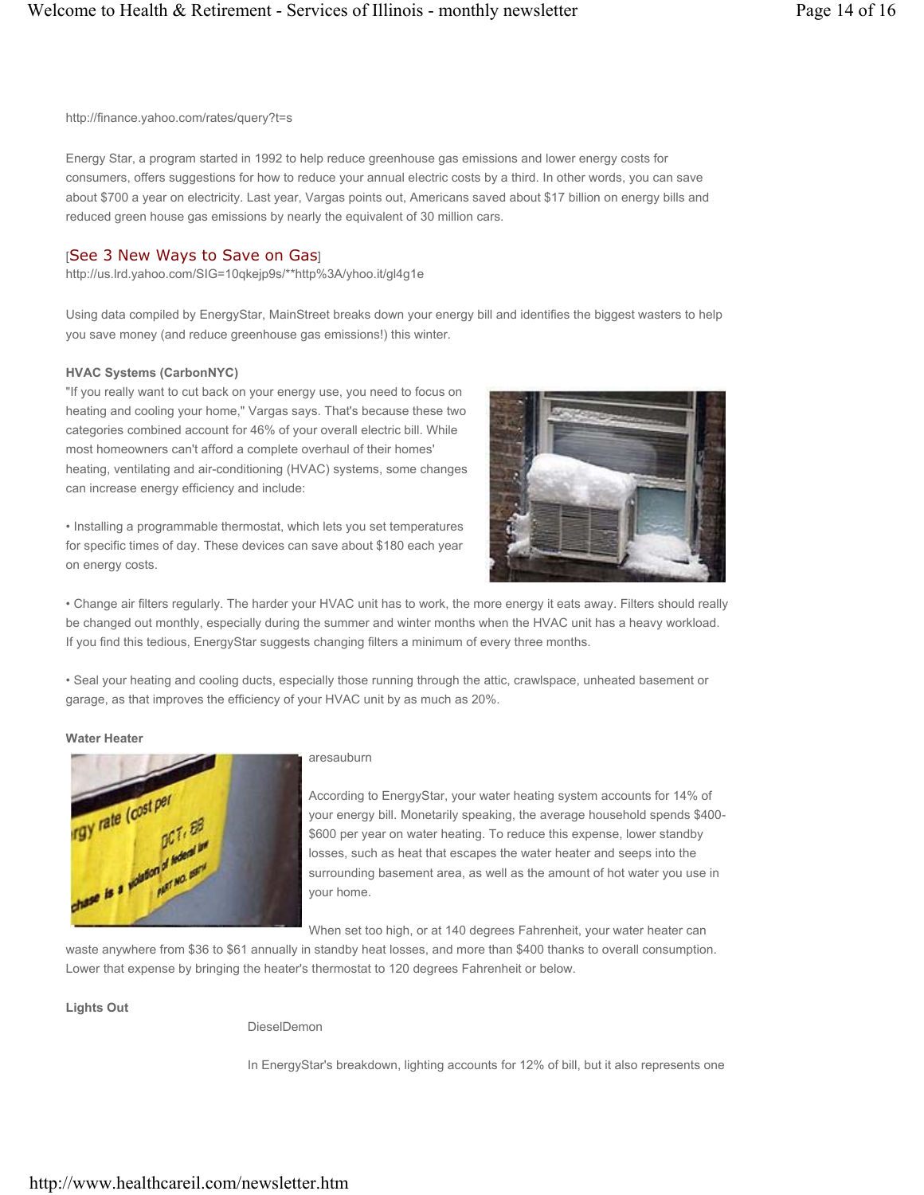http://finance.yahoo.com/rates/query?t=s

Energy Star, a program started in 1992 to help reduce greenhouse gas emissions and lower energy costs for consumers, offers suggestions for how to reduce your annual electric costs by a third. In other words, you can save about $700 a year on electricity. Last year, Vargas points out, Americans saved about $17 billion on energy bills and reduced green house gas emissions by nearly the equivalent of 30 million cars.

[See 3 New Ways to Save on Gas]
http://us.lrd.yahoo.com/SIG=10qkejp9s/**http%3A/yhoo.it/gl4g1e

Using data compiled by EnergyStar, MainStreet breaks down your energy bill and identifies the biggest wasters to help you save money (and reduce greenhouse gas emissions!) this winter.

**HVAC Systems (CarbonNYC)**

"If you really want to cut back on your energy use, you need to focus on heating and cooling your home," Vargas says. That's because these two categories combined account for 46% of your overall electric bill. While most homeowners can't afford a complete overhaul of their homes' heating, ventilating and air-conditioning (HVAC) systems, some changes can increase energy efficiency and include:

• Installing a programmable thermostat, which lets you set temperatures for specific times of day. These devices can save about $180 each year on energy costs.

• Change air filters regularly. The harder your HVAC unit has to work, the more energy it eats away. Filters should really be changed out monthly, especially during the summer and winter months when the HVAC unit has a heavy workload. If you find this tedious, EnergyStar suggests changing filters a minimum of every three months.

• Seal your heating and cooling ducts, especially those running through the attic, crawlspace, unheated basement or garage, as that improves the efficiency of your HVAC unit by as much as 20%.

**Water Heater**

aresauburn

According to EnergyStar, your water heating system accounts for 14% of your energy bill. Monetarily speaking, the average household spends $400-$600 per year on water heating. To reduce this expense, lower standby losses, such as heat that escapes the water heater and seeps into the surrounding basement area, as well as the amount of hot water you use in your home.

When set too high, or at 140 degrees Fahrenheit, your water heater can waste anywhere from $36 to $61 annually in standby heat losses, and more than $400 thanks to overall consumption. Lower that expense by bringing the heater's thermostat to 120 degrees Fahrenheit or below.

**Lights Out**

DieselDemon

In EnergyStar's breakdown, lighting accounts for 12% of bill, but it also represents one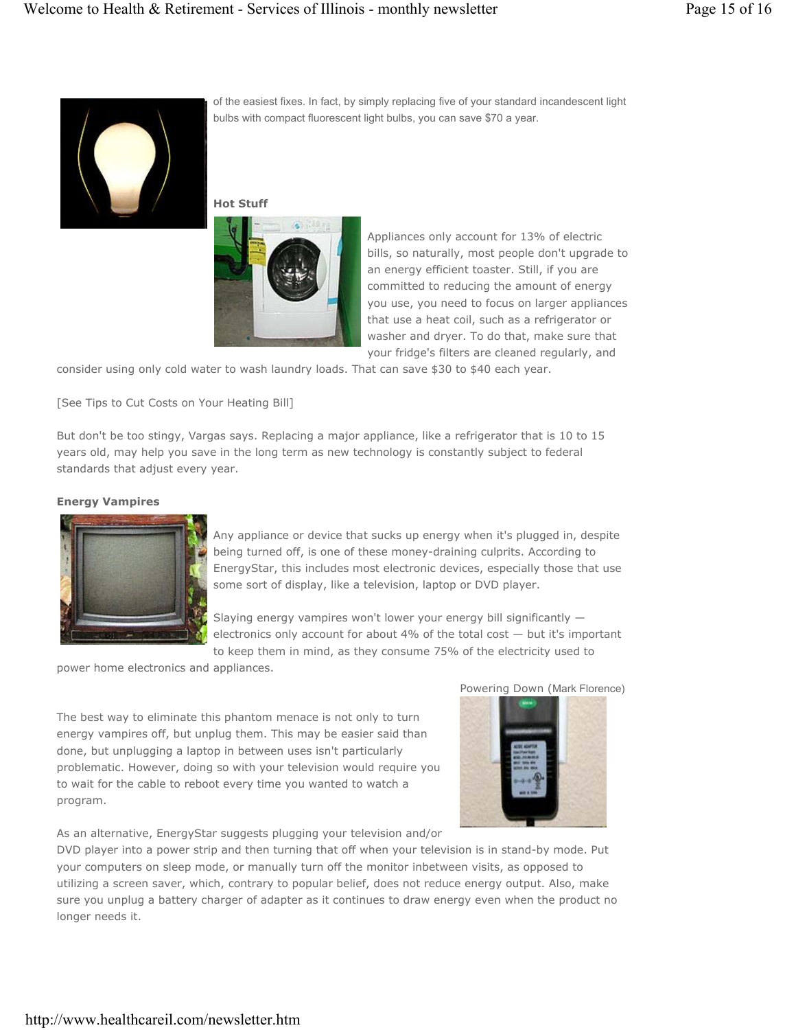of the easiest fixes. In fact, by simply replacing five of your standard incandescent light bulbs with compact fluorescent light bulbs, you can save $70 a year.

**Hot Stuff**

Appliances only account for 13% of electric bills, so naturally, most people don't upgrade to an energy efficient toaster. Still, if you are committed to reducing the amount of energy you use, you need to focus on larger appliances that use a heat coil, such as a refrigerator or washer and dryer. To do that, make sure that your fridge's filters are cleaned regularly, and consider using only cold water to wash laundry loads. That can save $30 to $40 each year.

[See Tips to Cut Costs on Your Heating Bill]

But don't be too stingy, Vargas says. Replacing a major appliance, like a refrigerator that is 10 to 15 years old, may help you save in the long term as new technology is constantly subject to federal standards that adjust every year.

**Energy Vampires**

Any appliance or device that sucks up energy when it's plugged in, despite being turned off, is one of these money-draining culprits. According to EnergyStar, this includes most electronic devices, especially those that use some sort of display, like a television, laptop or DVD player.

Slaying energy vampires won't lower your energy bill significantly — electronics only account for about 4% of the total cost — but it's important to keep them in mind, as they consume 75% of the electricity used to power home electronics and appliances.

Powering Down (Mark Florence)

The best way to eliminate this phantom menace is not only to turn energy vampires off, but unplug them. This may be easier said than done, but unplugging a laptop in between uses isn't particularly problematic. However, doing so with your television would require you to wait for the cable to reboot every time you wanted to watch a program.

As an alternative, EnergyStar suggests plugging your television and/or DVD player into a power strip and then turning that off when your television is in stand-by mode. Put your computers on sleep mode, or manually turn off the monitor inbetween visits, as opposed to utilizing a screen saver, which, contrary to popular belief, does not reduce energy output. Also, make sure you unplug a battery charger of adapter as it continues to draw energy even when the product no longer needs it.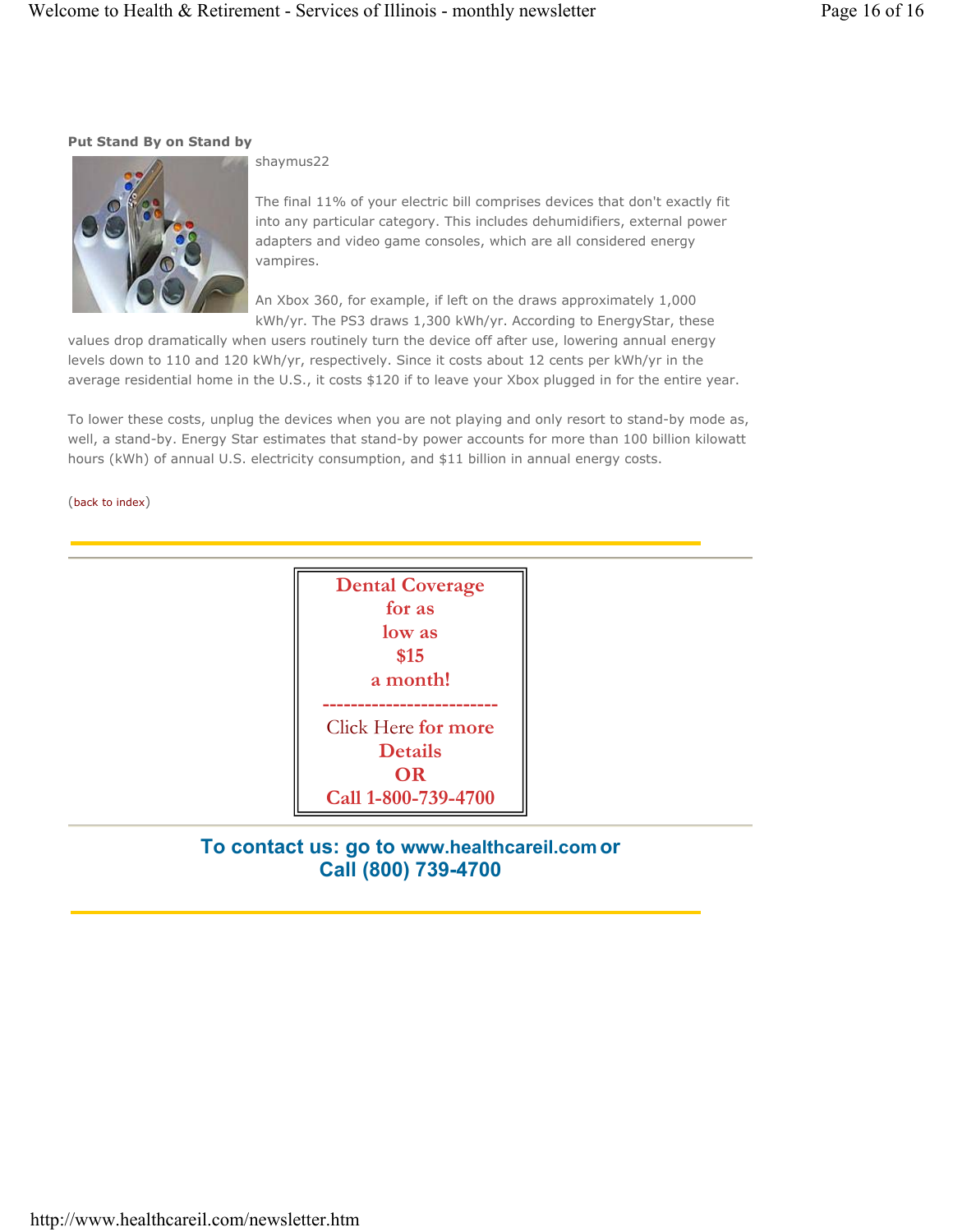**Put Stand By on Stand by**

shaymus22

The final 11% of your electric bill comprises devices that don't exactly fit into any particular category. This includes dehumidifiers, external power adapters and video game consoles, which are all considered energy vampires.

An Xbox 360, for example, if left on the draws approximately 1,000 kWh/yr. The PS3 draws 1,300 kWh/yr. According to EnergyStar, these values drop dramatically when users routinely turn the device off after use, lowering annual energy levels down to 110 and 120 kWh/yr, respectively. Since it costs about 12 cents per kWh/yr in the average residential home in the U.S., it costs $120 if to leave your Xbox plugged in for the entire year.

To lower these costs, unplug the devices when you are not playing and only resort to stand-by mode as, well, a stand-by. Energy Star estimates that stand-by power accounts for more than 100 billion kilowatt hours (kWh) of annual U.S. electricity consumption, and $11 billion in annual energy costs.

(back to index)

---

**Dental Coverage for as low as $15 a month!**

-------------------------

Click Here for more Details

OR

Call 1-800-739-4700

---

**To contact us: go to www.healthcareil.com or Call (800) 739-4700**